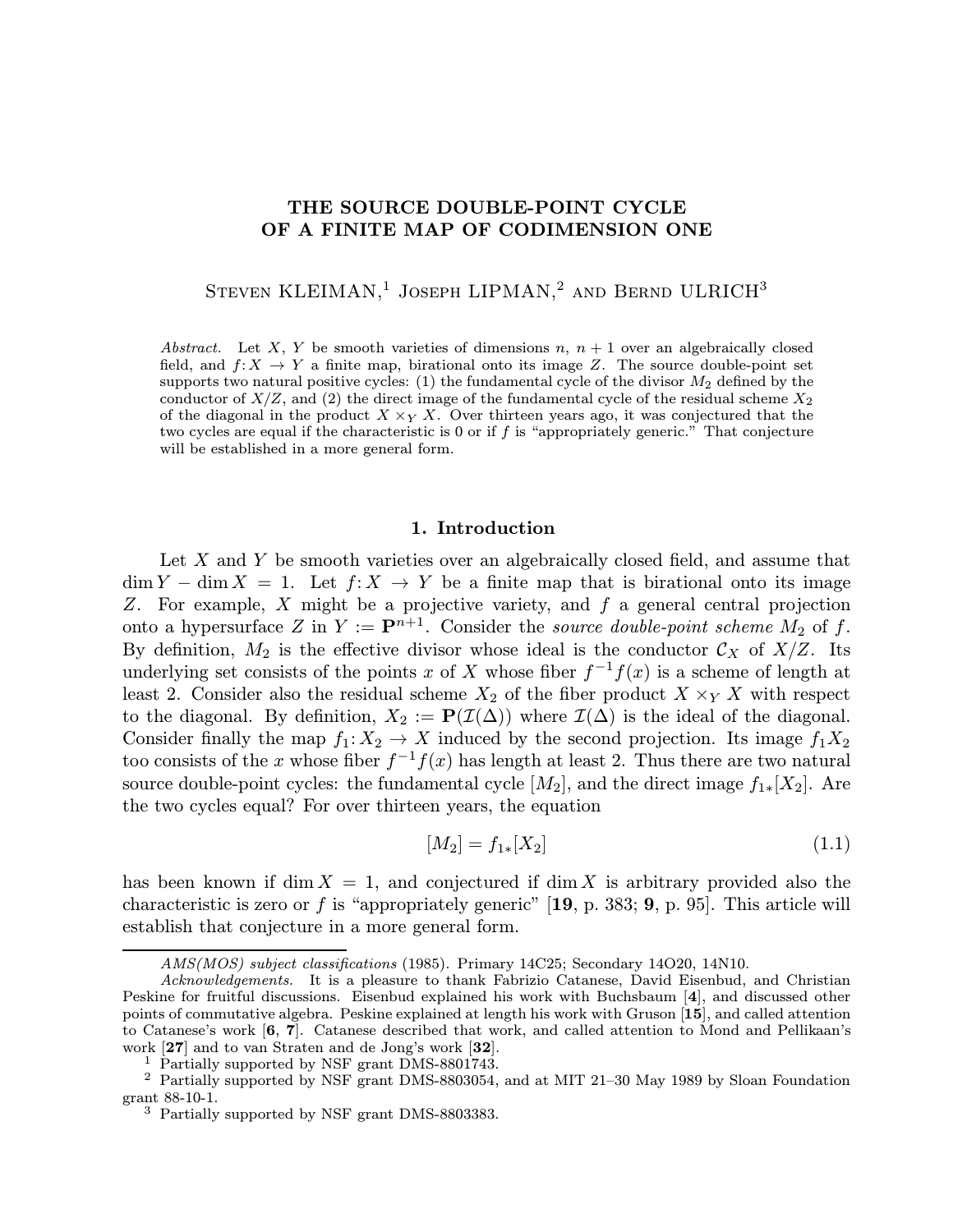# THE SOURCE DOUBLE-POINT CYCLE OF A FINITE MAP OF CODIMENSION ONE

Steven KLEIMAN,[1] Joseph LIPMAN,[2] and Bernd ULRICH[3]

*Abstract.* Let $X$, $Y$ be smooth varieties of dimensions $n$, $n+1$ over an algebraically closed field, and $f\colon X \to Y$ a finite map, birational onto its image $Z$. The source double-point set supports two natural positive cycles: (1) the fundamental cycle of the divisor $M_2$ defined by the conductor of $X/Z$, and (2) the direct image of the fundamental cycle of the residual scheme $X_2$ of the diagonal in the product $X \times_Y X$. Over thirteen years ago, it was conjectured that the two cycles are equal if the characteristic is 0 or if $f$ is "appropriately generic." That conjecture will be established in a more general form.

## 1. Introduction

Let $X$ and $Y$ be smooth varieties over an algebraically closed field, and assume that $\dim Y - \dim X = 1$. Let $f\colon X \to Y$ be a finite map that is birational onto its image $Z$. For example, $X$ might be a projective variety, and $f$ a general central projection onto a hypersurface $Z$ in $Y := \mathbf{P}^{n+1}$. Consider the *source double-point scheme* $M_2$ of $f$. By definition, $M_2$ is the effective divisor whose ideal is the conductor $\mathcal{C}_X$ of $X/Z$. Its underlying set consists of the points $x$ of $X$ whose fiber $f^{-1}f(x)$ is a scheme of length at least 2. Consider also the residual scheme $X_2$ of the fiber product $X \times_Y X$ with respect to the diagonal. By definition, $X_2 := \mathbf{P}(\mathcal{I}(\Delta))$ where $\mathcal{I}(\Delta)$ is the ideal of the diagonal. Consider finally the map $f_1\colon X_2 \to X$ induced by the second projection. Its image $f_1X_2$ too consists of the $x$ whose fiber $f^{-1}f(x)$ has length at least 2. Thus there are two natural source double-point cycles: the fundamental cycle $[M_2]$, and the direct image $f_{1*}[X_2]$. Are the two cycles equal? For over thirteen years, the equation

$$[M_2] = f_{1*}[X_2] \tag{1.1}$$

has been known if $\dim X = 1$, and conjectured if $\dim X$ is arbitrary provided also the characteristic is zero or $f$ is "appropriately generic" [**19**, p. 383; **9**, p. 95]. This article will establish that conjecture in a more general form.

---

*AMS(MOS) subject classifications* (1985). Primary 14C25; Secondary 14O20, 14N10.

*Acknowledgements.* It is a pleasure to thank Fabrizio Catanese, David Eisenbud, and Christian Peskine for fruitful discussions. Eisenbud explained his work with Buchsbaum [**4**], and discussed other points of commutative algebra. Peskine explained at length his work with Gruson [**15**], and called attention to Catanese's work [**6**, **7**]. Catanese described that work, and called attention to Mond and Pellikaan's work [**27**] and to van Straten and de Jong's work [**32**].

[1] Partially supported by NSF grant DMS-8801743.

[2] Partially supported by NSF grant DMS-8803054, and at MIT 21–30 May 1989 by Sloan Foundation grant 88-10-1.

[3] Partially supported by NSF grant DMS-8803383.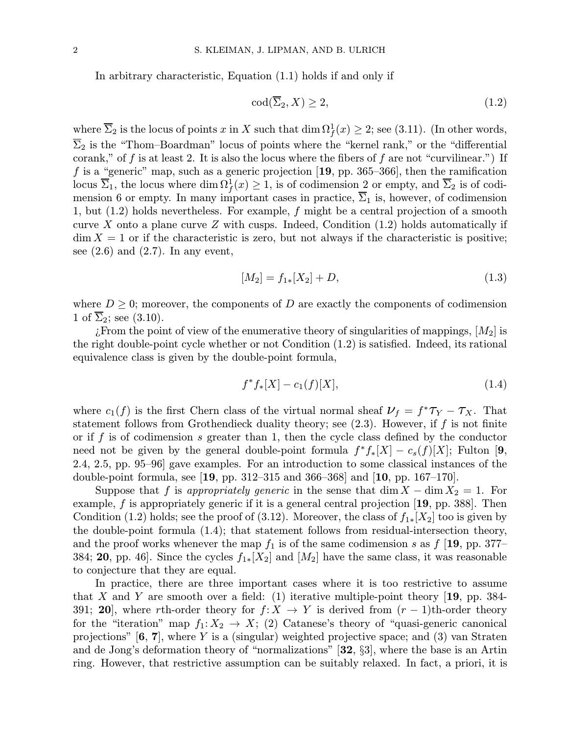In arbitrary characteristic, Equation (1.1) holds if and only if

$$\operatorname{cod}(\overline{\Sigma}_2, X) \geq 2, \tag{1.2}$$

where $\overline{\Sigma}_2$ is the locus of points $x$ in $X$ such that $\dim \Omega^1_f(x) \geq 2$; see (3.11). (In other words, $\overline{\Sigma}_2$ is the "Thom–Boardman" locus of points where the "kernel rank," or the "differential corank," of $f$ is at least 2. It is also the locus where the fibers of $f$ are not "curvilinear.") If $f$ is a "generic" map, such as a generic projection [**19**, pp. 365–366], then the ramification locus $\overline{\Sigma}_1$, the locus where $\dim \Omega^1_f(x) \geq 1$, is of codimension 2 or empty, and $\overline{\Sigma}_2$ is of codimension 6 or empty. In many important cases in practice, $\overline{\Sigma}_1$ is, however, of codimension 1, but (1.2) holds nevertheless. For example, $f$ might be a central projection of a smooth curve $X$ onto a plane curve $Z$ with cusps. Indeed, Condition (1.2) holds automatically if $\dim X = 1$ or if the characteristic is zero, but not always if the characteristic is positive; see (2.6) and (2.7). In any event,

$$[M_2] = f_{1*}[X_2] + D, \tag{1.3}$$

where $D \geq 0$; moreover, the components of $D$ are exactly the components of codimension 1 of $\overline{\Sigma}_2$; see (3.10).

¿From the point of view of the enumerative theory of singularities of mappings, $[M_2]$ is the right double-point cycle whether or not Condition (1.2) is satisfied. Indeed, its rational equivalence class is given by the double-point formula,

$$f^*f_*[X] - c_1(f)[X], \tag{1.4}$$

where $c_1(f)$ is the first Chern class of the virtual normal sheaf $\boldsymbol{\nu}_f = f^*\mathcal{T}_Y - \mathcal{T}_X$. That statement follows from Grothendieck duality theory; see (2.3). However, if $f$ is not finite or if $f$ is of codimension $s$ greater than 1, then the cycle class defined by the conductor need not be given by the general double-point formula $f^*f_*[X] - c_s(f)[X]$; Fulton [**9**, 2.4, 2.5, pp. 95–96] gave examples. For an introduction to some classical instances of the double-point formula, see [**19**, pp. 312–315 and 366–368] and [**10**, pp. 167–170].

Suppose that $f$ is *appropriately generic* in the sense that $\dim X - \dim X_2 = 1$. For example, $f$ is appropriately generic if it is a general central projection [**19**, pp. 388]. Then Condition (1.2) holds; see the proof of (3.12). Moreover, the class of $f_{1*}[X_2]$ too is given by the double-point formula (1.4); that statement follows from residual-intersection theory, and the proof works whenever the map $f_1$ is of the same codimension $s$ as $f$ [**19**, pp. 377–384; **20**, pp. 46]. Since the cycles $f_{1*}[X_2]$ and $[M_2]$ have the same class, it was reasonable to conjecture that they are equal.

In practice, there are three important cases where it is too restrictive to assume that $X$ and $Y$ are smooth over a field: (1) iterative multiple-point theory [**19**, pp. 384-391; **20**], where $r$th-order theory for $f: X \to Y$ is derived from $(r-1)$th-order theory for the "iteration" map $f_1: X_2 \to X$; (2) Catanese's theory of "quasi-generic canonical projections" [**6**, **7**], where $Y$ is a (singular) weighted projective space; and (3) van Straten and de Jong's deformation theory of "normalizations" [**32**, §3], where the base is an Artin ring. However, that restrictive assumption can be suitably relaxed. In fact, a priori, it is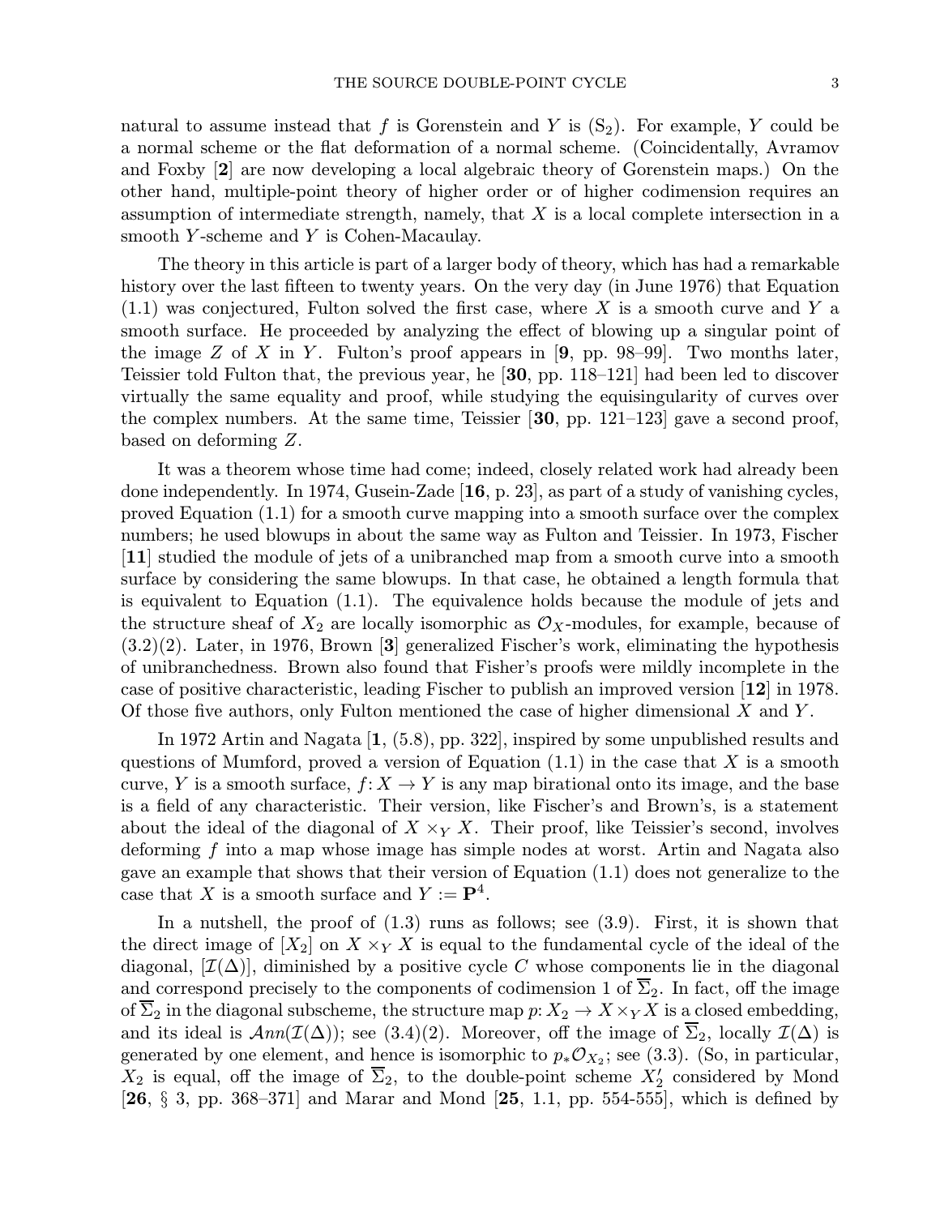natural to assume instead that $f$ is Gorenstein and $Y$ is $(\mathrm{S}_2)$. For example, $Y$ could be a normal scheme or the flat deformation of a normal scheme. (Coincidentally, Avramov and Foxby [**2**] are now developing a local algebraic theory of Gorenstein maps.) On the other hand, multiple-point theory of higher order or of higher codimension requires an assumption of intermediate strength, namely, that $X$ is a local complete intersection in a smooth $Y$-scheme and $Y$ is Cohen-Macaulay.

The theory in this article is part of a larger body of theory, which has had a remarkable history over the last fifteen to twenty years. On the very day (in June 1976) that Equation (1.1) was conjectured, Fulton solved the first case, where $X$ is a smooth curve and $Y$ a smooth surface. He proceeded by analyzing the effect of blowing up a singular point of the image $Z$ of $X$ in $Y$. Fulton's proof appears in [**9**, pp. 98–99]. Two months later, Teissier told Fulton that, the previous year, he [**30**, pp. 118–121] had been led to discover virtually the same equality and proof, while studying the equisingularity of curves over the complex numbers. At the same time, Teissier [**30**, pp. 121–123] gave a second proof, based on deforming $Z$.

It was a theorem whose time had come; indeed, closely related work had already been done independently. In 1974, Gusein-Zade [**16**, p. 23], as part of a study of vanishing cycles, proved Equation (1.1) for a smooth curve mapping into a smooth surface over the complex numbers; he used blowups in about the same way as Fulton and Teissier. In 1973, Fischer [**11**] studied the module of jets of a unibranched map from a smooth curve into a smooth surface by considering the same blowups. In that case, he obtained a length formula that is equivalent to Equation (1.1). The equivalence holds because the module of jets and the structure sheaf of $X_2$ are locally isomorphic as $\mathcal{O}_X$-modules, for example, because of (3.2)(2). Later, in 1976, Brown [**3**] generalized Fischer's work, eliminating the hypothesis of unibranchedness. Brown also found that Fisher's proofs were mildly incomplete in the case of positive characteristic, leading Fischer to publish an improved version [**12**] in 1978. Of those five authors, only Fulton mentioned the case of higher dimensional $X$ and $Y$.

In 1972 Artin and Nagata [**1**, (5.8), pp. 322], inspired by some unpublished results and questions of Mumford, proved a version of Equation (1.1) in the case that $X$ is a smooth curve, $Y$ is a smooth surface, $f\colon X \to Y$ is any map birational onto its image, and the base is a field of any characteristic. Their version, like Fischer's and Brown's, is a statement about the ideal of the diagonal of $X \times_Y X$. Their proof, like Teissier's second, involves deforming $f$ into a map whose image has simple nodes at worst. Artin and Nagata also gave an example that shows that their version of Equation (1.1) does not generalize to the case that $X$ is a smooth surface and $Y := \mathbf{P}^4$.

In a nutshell, the proof of (1.3) runs as follows; see (3.9). First, it is shown that the direct image of $[X_2]$ on $X \times_Y X$ is equal to the fundamental cycle of the ideal of the diagonal, $[\mathcal{I}(\Delta)]$, diminished by a positive cycle $C$ whose components lie in the diagonal and correspond precisely to the components of codimension 1 of $\overline{\Sigma}_2$. In fact, off the image of $\overline{\Sigma}_2$ in the diagonal subscheme, the structure map $p\colon X_2 \to X \times_Y X$ is a closed embedding, and its ideal is $\mathcal{A}nn(\mathcal{I}(\Delta))$; see (3.4)(2). Moreover, off the image of $\overline{\Sigma}_2$, locally $\mathcal{I}(\Delta)$ is generated by one element, and hence is isomorphic to $p_*\mathcal{O}_{X_2}$; see (3.3). (So, in particular, $X_2$ is equal, off the image of $\overline{\Sigma}_2$, to the double-point scheme $X_2'$ considered by Mond [**26**, § 3, pp. 368–371] and Marar and Mond [**25**, 1.1, pp. 554-555], which is defined by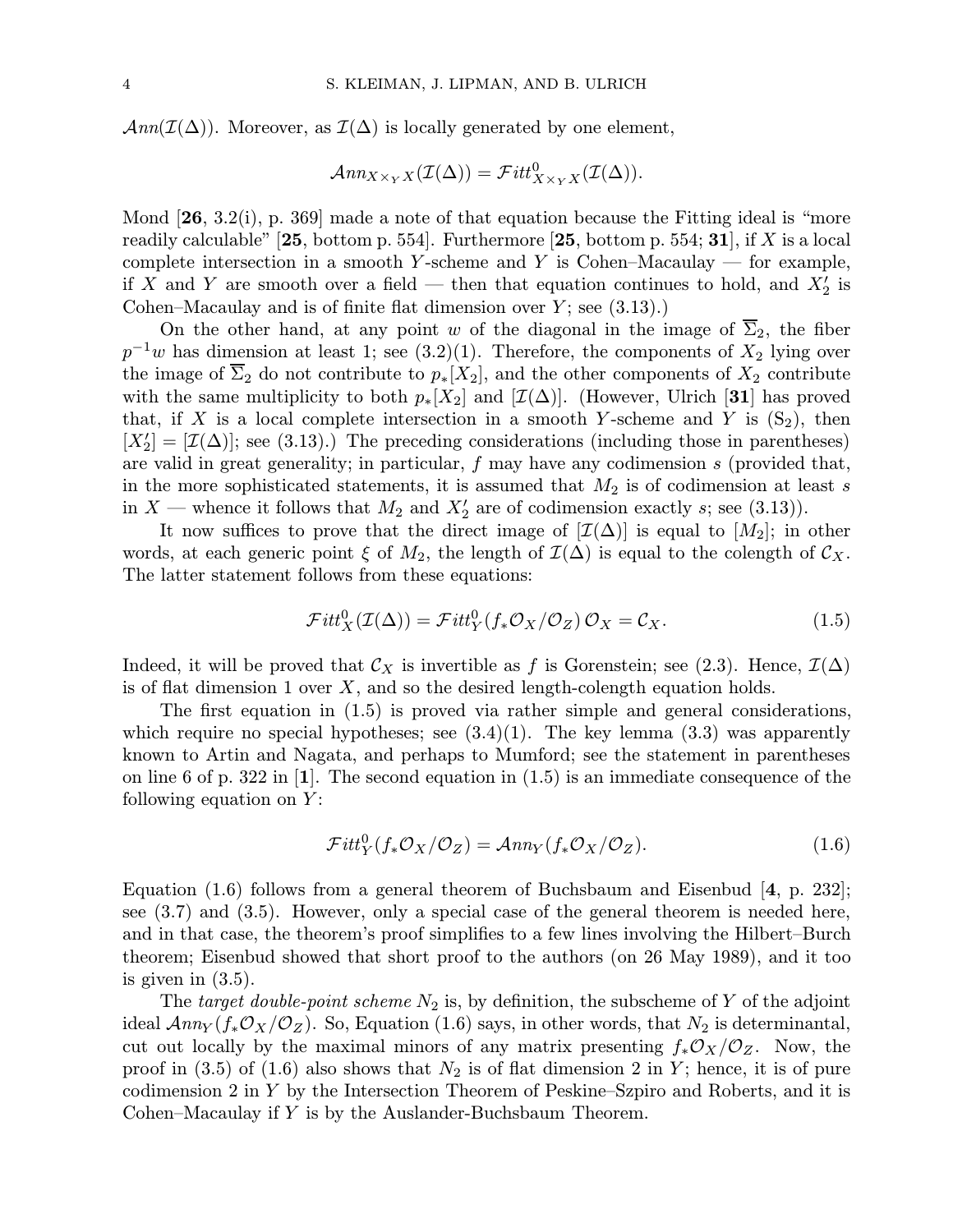$\mathcal{A}nn(\mathcal{I}(\Delta))$. Moreover, as $\mathcal{I}(\Delta)$ is locally generated by one element,

$$\mathcal{A}nn_{X\times_Y X}(\mathcal{I}(\Delta)) = \mathcal{F}itt^0_{X\times_Y X}(\mathcal{I}(\Delta)).$$

Mond [**26**, 3.2(i), p. 369] made a note of that equation because the Fitting ideal is "more readily calculable" [**25**, bottom p. 554]. Furthermore [**25**, bottom p. 554; **31**], if $X$ is a local complete intersection in a smooth $Y$-scheme and $Y$ is Cohen–Macaulay — for example, if $X$ and $Y$ are smooth over a field — then that equation continues to hold, and $X'_2$ is Cohen–Macaulay and is of finite flat dimension over $Y$; see (3.13).)

On the other hand, at any point $w$ of the diagonal in the image of $\overline{\Sigma}_2$, the fiber $p^{-1}w$ has dimension at least 1; see (3.2)(1). Therefore, the components of $X_2$ lying over the image of $\overline{\Sigma}_2$ do not contribute to $p_*[X_2]$, and the other components of $X_2$ contribute with the same multiplicity to both $p_*[X_2]$ and $[\mathcal{I}(\Delta)]$. (However, Ulrich [**31**] has proved that, if $X$ is a local complete intersection in a smooth $Y$-scheme and $Y$ is $(\mathrm{S}_2)$, then $[X'_2] = [\mathcal{I}(\Delta)]$; see (3.13).) The preceding considerations (including those in parentheses) are valid in great generality; in particular, $f$ may have any codimension $s$ (provided that, in the more sophisticated statements, it is assumed that $M_2$ is of codimension at least $s$ in $X$ — whence it follows that $M_2$ and $X'_2$ are of codimension exactly $s$; see (3.13)).

It now suffices to prove that the direct image of $[\mathcal{I}(\Delta)]$ is equal to $[M_2]$; in other words, at each generic point $\xi$ of $M_2$, the length of $\mathcal{I}(\Delta)$ is equal to the colength of $\mathcal{C}_X$. The latter statement follows from these equations:

$$\mathcal{F}itt^0_X(\mathcal{I}(\Delta)) = \mathcal{F}itt^0_Y(f_*\mathcal{O}_X/\mathcal{O}_Z)\,\mathcal{O}_X = \mathcal{C}_X. \tag{1.5}$$

Indeed, it will be proved that $\mathcal{C}_X$ is invertible as $f$ is Gorenstein; see (2.3). Hence, $\mathcal{I}(\Delta)$ is of flat dimension 1 over $X$, and so the desired length-colength equation holds.

The first equation in (1.5) is proved via rather simple and general considerations, which require no special hypotheses; see (3.4)(1). The key lemma (3.3) was apparently known to Artin and Nagata, and perhaps to Mumford; see the statement in parentheses on line 6 of p. 322 in [**1**]. The second equation in (1.5) is an immediate consequence of the following equation on $Y$:

$$\mathcal{F}itt^0_Y(f_*\mathcal{O}_X/\mathcal{O}_Z) = \mathcal{A}nn_Y(f_*\mathcal{O}_X/\mathcal{O}_Z). \tag{1.6}$$

Equation (1.6) follows from a general theorem of Buchsbaum and Eisenbud [**4**, p. 232]; see (3.7) and (3.5). However, only a special case of the general theorem is needed here, and in that case, the theorem's proof simplifies to a few lines involving the Hilbert–Burch theorem; Eisenbud showed that short proof to the authors (on 26 May 1989), and it too is given in (3.5).

The *target double-point scheme* $N_2$ is, by definition, the subscheme of $Y$ of the adjoint ideal $\mathcal{A}nn_Y(f_*\mathcal{O}_X/\mathcal{O}_Z)$. So, Equation (1.6) says, in other words, that $N_2$ is determinantal, cut out locally by the maximal minors of any matrix presenting $f_*\mathcal{O}_X/\mathcal{O}_Z$. Now, the proof in (3.5) of (1.6) also shows that $N_2$ is of flat dimension 2 in $Y$; hence, it is of pure codimension 2 in $Y$ by the Intersection Theorem of Peskine–Szpiro and Roberts, and it is Cohen–Macaulay if $Y$ is by the Auslander-Buchsbaum Theorem.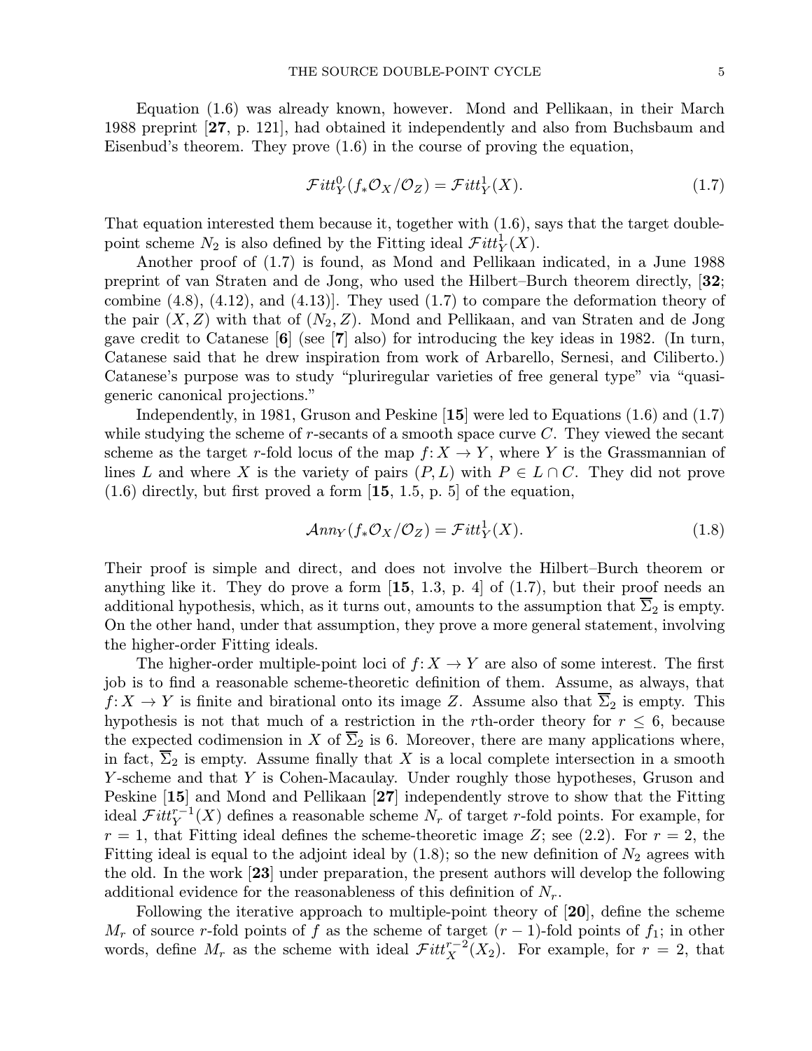Equation (1.6) was already known, however. Mond and Pellikaan, in their March 1988 preprint [**27**, p. 121], had obtained it independently and also from Buchsbaum and Eisenbud's theorem. They prove (1.6) in the course of proving the equation,

$$\mathcal{F}itt^0_Y(f_*\mathcal{O}_X/\mathcal{O}_Z) = \mathcal{F}itt^1_Y(X). \tag{1.7}$$

That equation interested them because it, together with (1.6), says that the target double-point scheme $N_2$ is also defined by the Fitting ideal $\mathcal{F}itt^1_Y(X)$.

Another proof of (1.7) is found, as Mond and Pellikaan indicated, in a June 1988 preprint of van Straten and de Jong, who used the Hilbert–Burch theorem directly, [**32**; combine (4.8), (4.12), and (4.13)]. They used (1.7) to compare the deformation theory of the pair $(X, Z)$ with that of $(N_2, Z)$. Mond and Pellikaan, and van Straten and de Jong gave credit to Catanese [**6**] (see [**7**] also) for introducing the key ideas in 1982. (In turn, Catanese said that he drew inspiration from work of Arbarello, Sernesi, and Ciliberto.) Catanese's purpose was to study "pluriregular varieties of free general type" via "quasi-generic canonical projections."

Independently, in 1981, Gruson and Peskine [**15**] were led to Equations (1.6) and (1.7) while studying the scheme of $r$-secants of a smooth space curve $C$. They viewed the secant scheme as the target $r$-fold locus of the map $f\colon X \to Y$, where $Y$ is the Grassmannian of lines $L$ and where $X$ is the variety of pairs $(P, L)$ with $P \in L \cap C$. They did not prove (1.6) directly, but first proved a form [**15**, 1.5, p. 5] of the equation,

$$\mathcal{A}nn_Y(f_*\mathcal{O}_X/\mathcal{O}_Z) = \mathcal{F}itt^1_Y(X). \tag{1.8}$$

Their proof is simple and direct, and does not involve the Hilbert–Burch theorem or anything like it. They do prove a form [**15**, 1.3, p. 4] of (1.7), but their proof needs an additional hypothesis, which, as it turns out, amounts to the assumption that $\overline{\Sigma}_2$ is empty. On the other hand, under that assumption, they prove a more general statement, involving the higher-order Fitting ideals.

The higher-order multiple-point loci of $f\colon X \to Y$ are also of some interest. The first job is to find a reasonable scheme-theoretic definition of them. Assume, as always, that $f\colon X \to Y$ is finite and birational onto its image $Z$. Assume also that $\overline{\Sigma}_2$ is empty. This hypothesis is not that much of a restriction in the $r$th-order theory for $r \le 6$, because the expected codimension in $X$ of $\overline{\Sigma}_2$ is 6. Moreover, there are many applications where, in fact, $\overline{\Sigma}_2$ is empty. Assume finally that $X$ is a local complete intersection in a smooth $Y$-scheme and that $Y$ is Cohen-Macaulay. Under roughly those hypotheses, Gruson and Peskine [**15**] and Mond and Pellikaan [**27**] independently strove to show that the Fitting ideal $\mathcal{F}itt^{r-1}_Y(X)$ defines a reasonable scheme $N_r$ of target $r$-fold points. For example, for $r = 1$, that Fitting ideal defines the scheme-theoretic image $Z$; see (2.2). For $r = 2$, the Fitting ideal is equal to the adjoint ideal by (1.8); so the new definition of $N_2$ agrees with the old. In the work [**23**] under preparation, the present authors will develop the following additional evidence for the reasonableness of this definition of $N_r$.

Following the iterative approach to multiple-point theory of [**20**], define the scheme $M_r$ of source $r$-fold points of $f$ as the scheme of target $(r-1)$-fold points of $f_1$; in other words, define $M_r$ as the scheme with ideal $\mathcal{F}itt^{r-2}_X(X_2)$. For example, for $r = 2$, that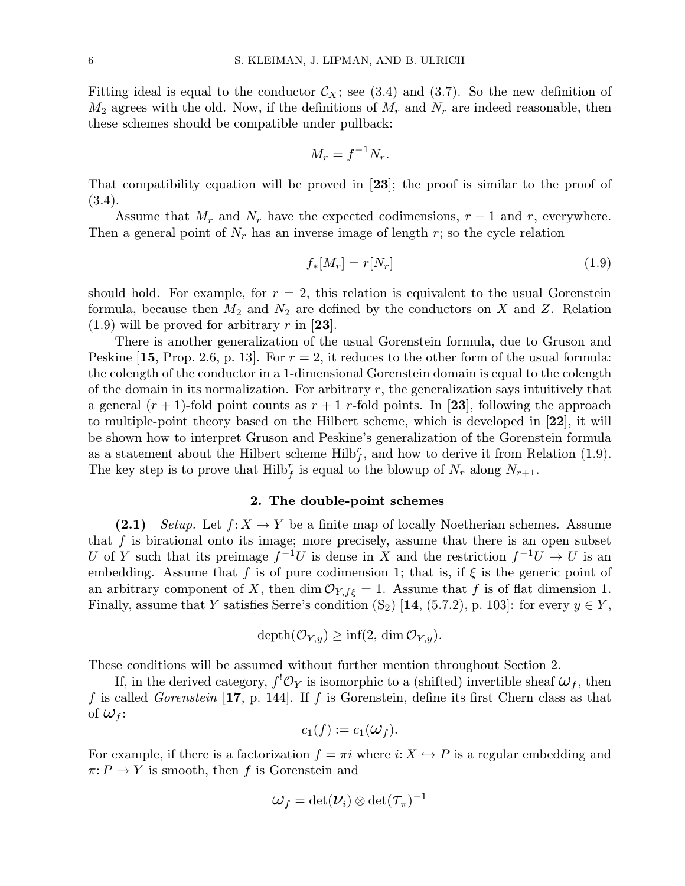Fitting ideal is equal to the conductor $\mathcal{C}_X$; see (3.4) and (3.7). So the new definition of $M_2$ agrees with the old. Now, if the definitions of $M_r$ and $N_r$ are indeed reasonable, then these schemes should be compatible under pullback:

$$M_r = f^{-1}N_r.$$

That compatibility equation will be proved in [**23**]; the proof is similar to the proof of (3.4).

Assume that $M_r$ and $N_r$ have the expected codimensions, $r-1$ and $r$, everywhere. Then a general point of $N_r$ has an inverse image of length $r$; so the cycle relation

$$f_*[M_r] = r[N_r] \tag{1.9}$$

should hold. For example, for $r = 2$, this relation is equivalent to the usual Gorenstein formula, because then $M_2$ and $N_2$ are defined by the conductors on $X$ and $Z$. Relation (1.9) will be proved for arbitrary $r$ in [**23**].

There is another generalization of the usual Gorenstein formula, due to Gruson and Peskine [**15**, Prop. 2.6, p. 13]. For $r = 2$, it reduces to the other form of the usual formula: the colength of the conductor in a 1-dimensional Gorenstein domain is equal to the colength of the domain in its normalization. For arbitrary $r$, the generalization says intuitively that a general $(r+1)$-fold point counts as $r+1$ $r$-fold points. In [**23**], following the approach to multiple-point theory based on the Hilbert scheme, which is developed in [**22**], it will be shown how to interpret Gruson and Peskine's generalization of the Gorenstein formula as a statement about the Hilbert scheme $\operatorname{Hilb}_f^r$, and how to derive it from Relation (1.9). The key step is to prove that $\operatorname{Hilb}_f^r$ is equal to the blowup of $N_r$ along $N_{r+1}$.

## 2. The double-point schemes

**(2.1)** *Setup.* Let $f\colon X \to Y$ be a finite map of locally Noetherian schemes. Assume that $f$ is birational onto its image; more precisely, assume that there is an open subset $U$ of $Y$ such that its preimage $f^{-1}U$ is dense in $X$ and the restriction $f^{-1}U \to U$ is an embedding. Assume that $f$ is of pure codimension 1; that is, if $\xi$ is the generic point of an arbitrary component of $X$, then $\dim \mathcal{O}_{Y,f\xi} = 1$. Assume that $f$ is of flat dimension 1. Finally, assume that $Y$ satisfies Serre's condition $(\mathrm{S}_2)$ [**14**, (5.7.2), p. 103]: for every $y \in Y$,

$$\operatorname{depth}(\mathcal{O}_{Y,y}) \geq \inf(2, \dim \mathcal{O}_{Y,y}).$$

These conditions will be assumed without further mention throughout Section 2.

If, in the derived category, $f^!\mathcal{O}_Y$ is isomorphic to a (shifted) invertible sheaf $\boldsymbol{\omega}_f$, then $f$ is called *Gorenstein* [**17**, p. 144]. If $f$ is Gorenstein, define its first Chern class as that of $\boldsymbol{\omega}_f$:

$$c_1(f) := c_1(\boldsymbol{\omega}_f).$$

For example, if there is a factorization $f = \pi i$ where $i\colon X \hookrightarrow P$ is a regular embedding and $\pi\colon P \to Y$ is smooth, then $f$ is Gorenstein and

$$\boldsymbol{\omega}_f = \det(\boldsymbol{\mathcal{V}}_i) \otimes \det(\boldsymbol{\mathcal{T}}_\pi)^{-1}$$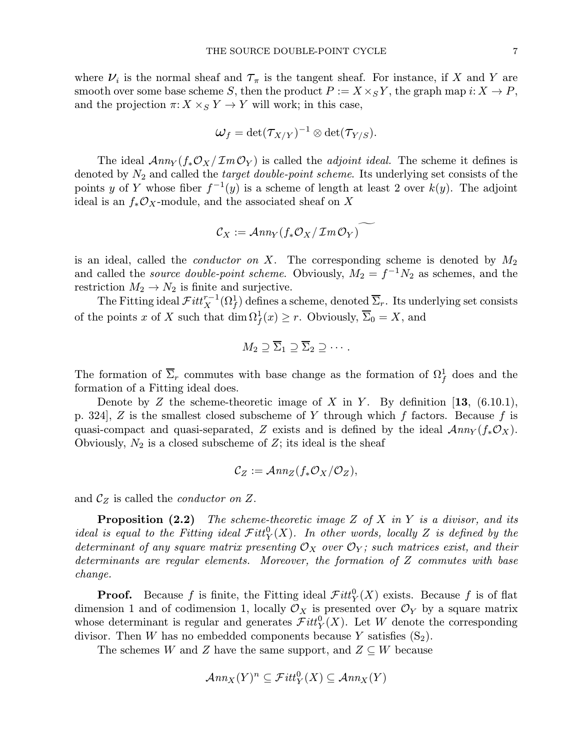where $\mathcal{V}_i$ is the normal sheaf and $\mathcal{T}_\pi$ is the tangent sheaf. For instance, if $X$ and $Y$ are smooth over some base scheme $S$, then the product $P := X \times_S Y$, the graph map $i: X \to P$, and the projection $\pi: X \times_S Y \to Y$ will work; in this case,

$$\omega_f = \det(\mathcal{T}_{X/Y})^{-1} \otimes \det(\mathcal{T}_{Y/S}).$$

The ideal $\mathcal{A}nn_Y(f_*\mathcal{O}_X/\mathcal{I}m\,\mathcal{O}_Y)$ is called the *adjoint ideal.* The scheme it defines is denoted by $N_2$ and called the *target double-point scheme*. Its underlying set consists of the points $y$ of $Y$ whose fiber $f^{-1}(y)$ is a scheme of length at least 2 over $k(y)$. The adjoint ideal is an $f_*\mathcal{O}_X$-module, and the associated sheaf on $X$

$$\mathcal{C}_X := \mathcal{A}nn_Y(f_*\mathcal{O}_X/\mathcal{I}m\,\mathcal{O}_Y)^{\widetilde{\ }}$$

is an ideal, called the *conductor on* $X$. The corresponding scheme is denoted by $M_2$ and called the *source double-point scheme*. Obviously, $M_2 = f^{-1}N_2$ as schemes, and the restriction $M_2 \to N_2$ is finite and surjective.

The Fitting ideal $\mathcal{F}itt_X^{r-1}(\Omega_f^1)$ defines a scheme, denoted $\overline{\Sigma}_r$. Its underlying set consists of the points $x$ of $X$ such that $\dim \Omega_f^1(x) \geq r$. Obviously, $\overline{\Sigma}_0 = X$, and

$$M_2 \supseteq \overline{\Sigma}_1 \supseteq \overline{\Sigma}_2 \supseteq \cdots .$$

The formation of $\overline{\Sigma}_r$ commutes with base change as the formation of $\Omega_f^1$ does and the formation of a Fitting ideal does.

Denote by $Z$ the scheme-theoretic image of $X$ in $Y$. By definition [**13**, (6.10.1), p. 324], $Z$ is the smallest closed subscheme of $Y$ through which $f$ factors. Because $f$ is quasi-compact and quasi-separated, $Z$ exists and is defined by the ideal $\mathcal{A}nn_Y(f_*\mathcal{O}_X)$. Obviously, $N_2$ is a closed subscheme of $Z$; its ideal is the sheaf

$$\mathcal{C}_Z := \mathcal{A}nn_Z(f_*\mathcal{O}_X/\mathcal{O}_Z),$$

and $\mathcal{C}_Z$ is called the *conductor on* $Z$.

**Proposition (2.2)** *The scheme-theoretic image $Z$ of $X$ in $Y$ is a divisor, and its ideal is equal to the Fitting ideal $\mathcal{F}itt_Y^0(X)$. In other words, locally $Z$ is defined by the determinant of any square matrix presenting $\mathcal{O}_X$ over $\mathcal{O}_Y$; such matrices exist, and their determinants are regular elements. Moreover, the formation of $Z$ commutes with base change.*

**Proof.** Because $f$ is finite, the Fitting ideal $\mathcal{F}itt_Y^0(X)$ exists. Because $f$ is of flat dimension 1 and of codimension 1, locally $\mathcal{O}_X$ is presented over $\mathcal{O}_Y$ by a square matrix whose determinant is regular and generates $\mathcal{F}itt_Y^0(X)$. Let $W$ denote the corresponding divisor. Then $W$ has no embedded components because $Y$ satisfies $(\mathrm{S}_2)$.

The schemes $W$ and $Z$ have the same support, and $Z \subseteq W$ because

$$\mathcal{A}nn_X(Y)^n \subseteq \mathcal{F}itt_Y^0(X) \subseteq \mathcal{A}nn_X(Y)$$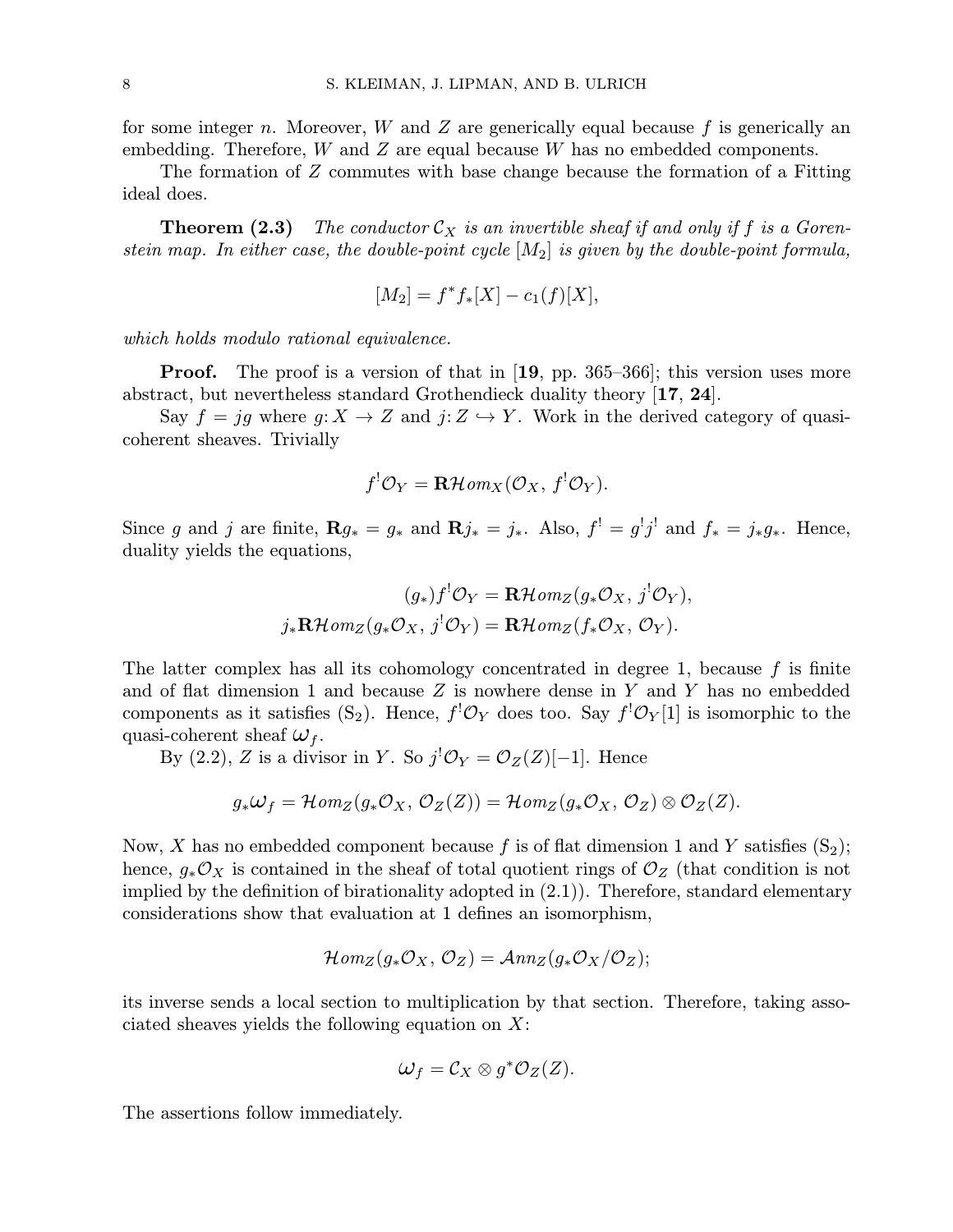for some integer $n$. Moreover, $W$ and $Z$ are generically equal because $f$ is generically an embedding. Therefore, $W$ and $Z$ are equal because $W$ has no embedded components.

The formation of $Z$ commutes with base change because the formation of a Fitting ideal does.

**Theorem (2.3)** *The conductor $\mathcal{C}_X$ is an invertible sheaf if and only if $f$ is a Gorenstein map. In either case, the double-point cycle $[M_2]$ is given by the double-point formula,*

$$[M_2] = f^*f_*[X] - c_1(f)[X],$$

*which holds modulo rational equivalence.*

**Proof.** The proof is a version of that in [**19**, pp. 365–366]; this version uses more abstract, but nevertheless standard Grothendieck duality theory [**17**, **24**].

Say $f = jg$ where $g\colon X \to Z$ and $j\colon Z \hookrightarrow Y$. Work in the derived category of quasi-coherent sheaves. Trivially

$$f^!\mathcal{O}_Y = \mathbf{R}\mathcal{H}om_X(\mathcal{O}_X,\, f^!\mathcal{O}_Y).$$

Since $g$ and $j$ are finite, $\mathbf{R}g_* = g_*$ and $\mathbf{R}j_* = j_*$. Also, $f^! = g^!j^!$ and $f_* = j_*g_*$. Hence, duality yields the equations,

$$(g_*)f^!\mathcal{O}_Y = \mathbf{R}\mathcal{H}om_Z(g_*\mathcal{O}_X,\, j^!\mathcal{O}_Y),$$
$$j_*\mathbf{R}\mathcal{H}om_Z(g_*\mathcal{O}_X,\, j^!\mathcal{O}_Y) = \mathbf{R}\mathcal{H}om_Z(f_*\mathcal{O}_X,\, \mathcal{O}_Y).$$

The latter complex has all its cohomology concentrated in degree 1, because $f$ is finite and of flat dimension 1 and because $Z$ is nowhere dense in $Y$ and $Y$ has no embedded components as it satisfies $(\mathrm{S}_2)$. Hence, $f^!\mathcal{O}_Y$ does too. Say $f^!\mathcal{O}_Y[1]$ is isomorphic to the quasi-coherent sheaf $\boldsymbol{\omega}_f$.

By (2.2), $Z$ is a divisor in $Y$. So $j^!\mathcal{O}_Y = \mathcal{O}_Z(Z)[-1]$. Hence

$$g_*\boldsymbol{\omega}_f = \mathcal{H}om_Z(g_*\mathcal{O}_X,\, \mathcal{O}_Z(Z)) = \mathcal{H}om_Z(g_*\mathcal{O}_X,\, \mathcal{O}_Z) \otimes \mathcal{O}_Z(Z).$$

Now, $X$ has no embedded component because $f$ is of flat dimension 1 and $Y$ satisfies $(\mathrm{S}_2)$; hence, $g_*\mathcal{O}_X$ is contained in the sheaf of total quotient rings of $\mathcal{O}_Z$ (that condition is not implied by the definition of birationality adopted in (2.1)). Therefore, standard elementary considerations show that evaluation at 1 defines an isomorphism,

$$\mathcal{H}om_Z(g_*\mathcal{O}_X,\, \mathcal{O}_Z) = \mathcal{A}nn_Z(g_*\mathcal{O}_X/\mathcal{O}_Z);$$

its inverse sends a local section to multiplication by that section. Therefore, taking associated sheaves yields the following equation on $X$:

$$\boldsymbol{\omega}_f = \mathcal{C}_X \otimes g^*\mathcal{O}_Z(Z).$$

The assertions follow immediately.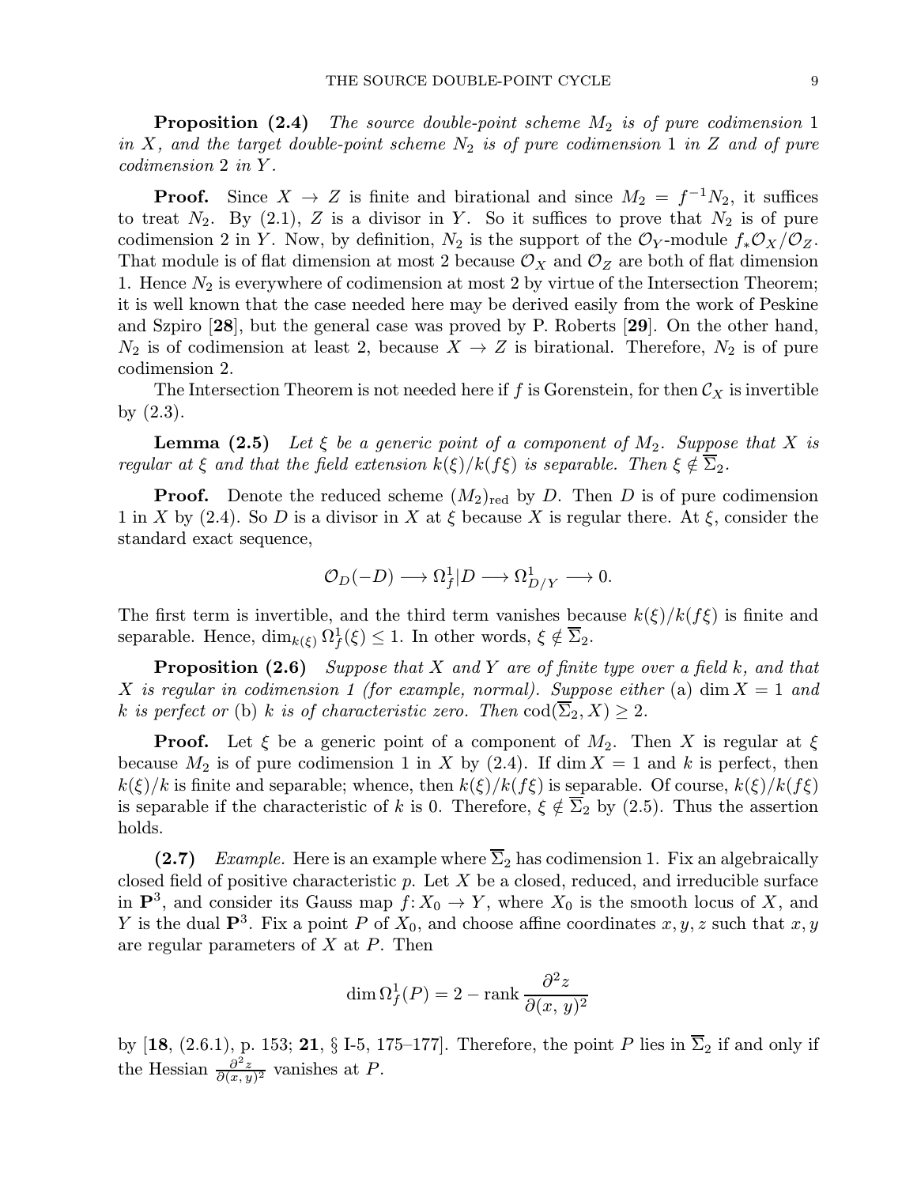**Proposition (2.4)** *The source double-point scheme $M_2$ is of pure codimension 1 in $X$, and the target double-point scheme $N_2$ is of pure codimension 1 in $Z$ and of pure codimension 2 in $Y$.*

**Proof.** Since $X \to Z$ is finite and birational and since $M_2 = f^{-1}N_2$, it suffices to treat $N_2$. By (2.1), $Z$ is a divisor in $Y$. So it suffices to prove that $N_2$ is of pure codimension 2 in $Y$. Now, by definition, $N_2$ is the support of the $\mathcal{O}_Y$-module $f_*\mathcal{O}_X/\mathcal{O}_Z$. That module is of flat dimension at most 2 because $\mathcal{O}_X$ and $\mathcal{O}_Z$ are both of flat dimension 1. Hence $N_2$ is everywhere of codimension at most 2 by virtue of the Intersection Theorem; it is well known that the case needed here may be derived easily from the work of Peskine and Szpiro [**28**], but the general case was proved by P. Roberts [**29**]. On the other hand, $N_2$ is of codimension at least 2, because $X \to Z$ is birational. Therefore, $N_2$ is of pure codimension 2.

The Intersection Theorem is not needed here if $f$ is Gorenstein, for then $\mathcal{C}_X$ is invertible by (2.3).

**Lemma (2.5)** *Let $\xi$ be a generic point of a component of $M_2$. Suppose that $X$ is regular at $\xi$ and that the field extension $k(\xi)/k(f\xi)$ is separable. Then $\xi \notin \overline{\Sigma}_2$.*

**Proof.** Denote the reduced scheme $(M_2)_{\text{red}}$ by $D$. Then $D$ is of pure codimension 1 in $X$ by (2.4). So $D$ is a divisor in $X$ at $\xi$ because $X$ is regular there. At $\xi$, consider the standard exact sequence,

$$\mathcal{O}_D(-D) \longrightarrow \Omega^1_f|D \longrightarrow \Omega^1_{D/Y} \longrightarrow 0.$$

The first term is invertible, and the third term vanishes because $k(\xi)/k(f\xi)$ is finite and separable. Hence, $\dim_{k(\xi)} \Omega^1_f(\xi) \leq 1$. In other words, $\xi \notin \overline{\Sigma}_2$.

**Proposition (2.6)** *Suppose that $X$ and $Y$ are of finite type over a field $k$, and that $X$ is regular in codimension 1 (for example, normal). Suppose either* (a) $\dim X = 1$ *and $k$ is perfect or* (b) *$k$ is of characteristic zero. Then $\operatorname{cod}(\overline{\Sigma}_2, X) \geq 2$.*

**Proof.** Let $\xi$ be a generic point of a component of $M_2$. Then $X$ is regular at $\xi$ because $M_2$ is of pure codimension 1 in $X$ by (2.4). If $\dim X = 1$ and $k$ is perfect, then $k(\xi)/k$ is finite and separable; whence, then $k(\xi)/k(f\xi)$ is separable. Of course, $k(\xi)/k(f\xi)$ is separable if the characteristic of $k$ is 0. Therefore, $\xi \notin \overline{\Sigma}_2$ by (2.5). Thus the assertion holds.

**(2.7)** *Example.* Here is an example where $\overline{\Sigma}_2$ has codimension 1. Fix an algebraically closed field of positive characteristic $p$. Let $X$ be a closed, reduced, and irreducible surface in $\mathbf{P}^3$, and consider its Gauss map $f\colon X_0 \to Y$, where $X_0$ is the smooth locus of $X$, and $Y$ is the dual $\mathbf{P}^3$. Fix a point $P$ of $X_0$, and choose affine coordinates $x, y, z$ such that $x, y$ are regular parameters of $X$ at $P$. Then

$$\dim \Omega^1_f(P) = 2 - \operatorname{rank} \frac{\partial^2 z}{\partial(x,\, y)^2}$$

by [**18**, (2.6.1), p. 153; **21**, § I-5, 175–177]. Therefore, the point $P$ lies in $\overline{\Sigma}_2$ if and only if the Hessian $\frac{\partial^2 z}{\partial(x,\, y)^2}$ vanishes at $P$.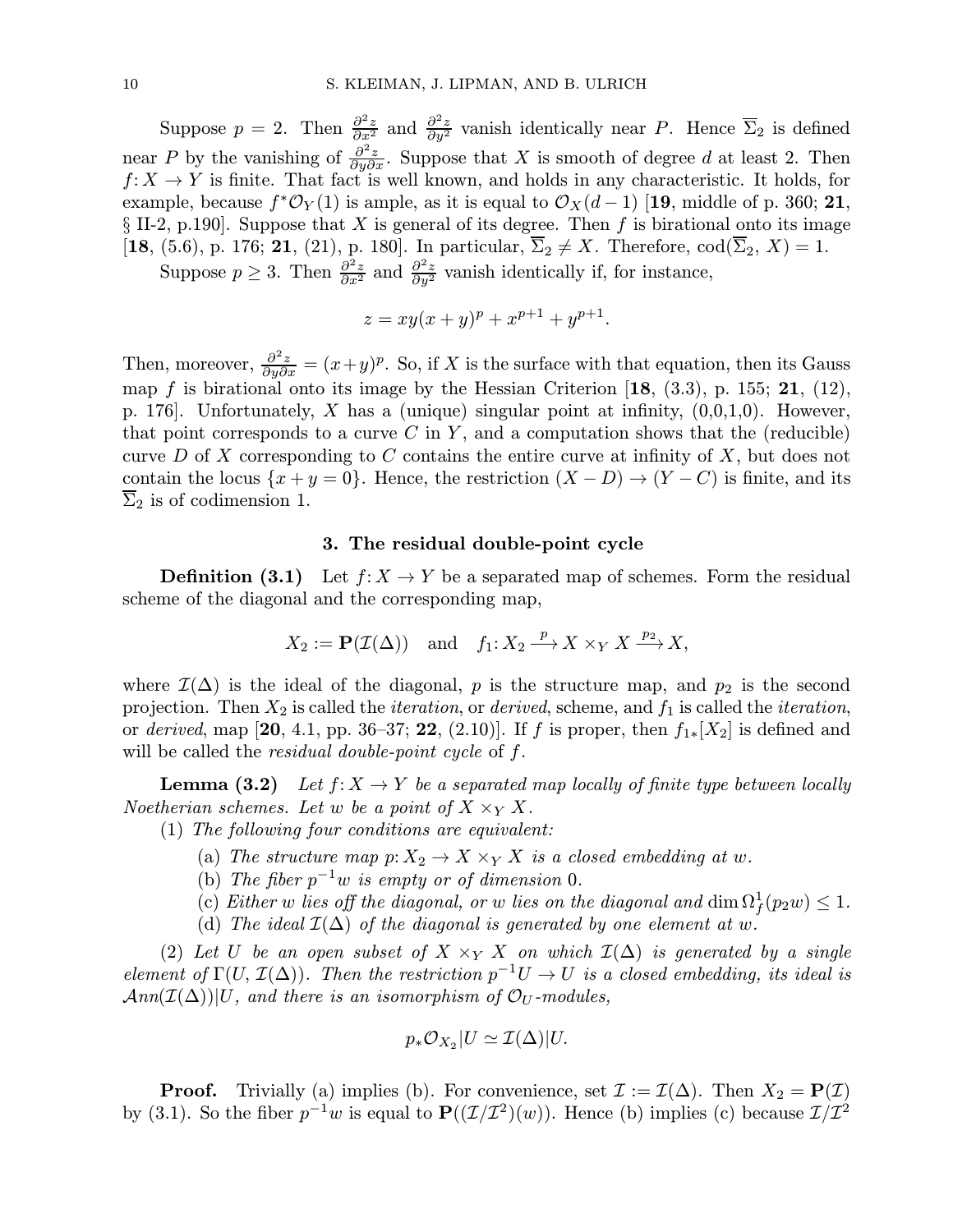Suppose $p = 2$. Then $\frac{\partial^2 z}{\partial x^2}$ and $\frac{\partial^2 z}{\partial y^2}$ vanish identically near $P$. Hence $\overline{\Sigma}_2$ is defined near $P$ by the vanishing of $\frac{\partial^2 z}{\partial y \partial x}$. Suppose that $X$ is smooth of degree $d$ at least 2. Then $f\colon X \to Y$ is finite. That fact is well known, and holds in any characteristic. It holds, for example, because $f^*\mathcal{O}_Y(1)$ is ample, as it is equal to $\mathcal{O}_X(d-1)$ [**19**, middle of p. 360; **21**, § II-2, p.190]. Suppose that $X$ is general of its degree. Then $f$ is birational onto its image [**18**, (5.6), p. 176; **21**, (21), p. 180]. In particular, $\overline{\Sigma}_2 \neq X$. Therefore, $\operatorname{cod}(\overline{\Sigma}_2,\, X) = 1$.

Suppose $p \geq 3$. Then $\frac{\partial^2 z}{\partial x^2}$ and $\frac{\partial^2 z}{\partial y^2}$ vanish identically if, for instance,

$$z = xy(x+y)^p + x^{p+1} + y^{p+1}.$$

Then, moreover, $\frac{\partial^2 z}{\partial y \partial x} = (x+y)^p$. So, if $X$ is the surface with that equation, then its Gauss map $f$ is birational onto its image by the Hessian Criterion [**18**, (3.3), p. 155; **21**, (12), p. 176]. Unfortunately, $X$ has a (unique) singular point at infinity, (0,0,1,0). However, that point corresponds to a curve $C$ in $Y$, and a computation shows that the (reducible) curve $D$ of $X$ corresponding to $C$ contains the entire curve at infinity of $X$, but does not contain the locus $\{x + y = 0\}$. Hence, the restriction $(X - D) \to (Y - C)$ is finite, and its $\overline{\Sigma}_2$ is of codimension 1.

## 3. The residual double-point cycle

**Definition (3.1)** Let $f\colon X \to Y$ be a separated map of schemes. Form the residual scheme of the diagonal and the corresponding map,

$$X_2 := \mathbf{P}(\mathcal{I}(\Delta)) \quad \text{and} \quad f_1\colon X_2 \xrightarrow{p} X \times_Y X \xrightarrow{p_2} X,$$

where $\mathcal{I}(\Delta)$ is the ideal of the diagonal, $p$ is the structure map, and $p_2$ is the second projection. Then $X_2$ is called the *iteration*, or *derived*, scheme, and $f_1$ is called the *iteration*, or *derived*, map [**20**, 4.1, pp. 36–37; **22**, (2.10)]. If $f$ is proper, then $f_{1*}[X_2]$ is defined and will be called the *residual double-point cycle* of $f$.

**Lemma (3.2)** *Let $f\colon X \to Y$ be a separated map locally of finite type between locally Noetherian schemes. Let $w$ be a point of $X \times_Y X$.*

(1) *The following four conditions are equivalent:*

- (a) *The structure map $p\colon X_2 \to X \times_Y X$ is a closed embedding at $w$.*
- (b) *The fiber $p^{-1}w$ is empty or of dimension 0.*
- (c) *Either $w$ lies off the diagonal, or $w$ lies on the diagonal and $\dim \Omega^1_f(p_2 w) \leq 1$.*
- (d) *The ideal $\mathcal{I}(\Delta)$ of the diagonal is generated by one element at $w$.*

(2) *Let $U$ be an open subset of $X \times_Y X$ on which $\mathcal{I}(\Delta)$ is generated by a single element of $\Gamma(U, \mathcal{I}(\Delta))$. Then the restriction $p^{-1}U \to U$ is a closed embedding, its ideal is $\mathcal{A}nn(\mathcal{I}(\Delta))|U$, and there is an isomorphism of $\mathcal{O}_U$-modules,*

$$p_*\mathcal{O}_{X_2}|U \simeq \mathcal{I}(\Delta)|U.$$

**Proof.** Trivially (a) implies (b). For convenience, set $\mathcal{I} := \mathcal{I}(\Delta)$. Then $X_2 = \mathbf{P}(\mathcal{I})$ by (3.1). So the fiber $p^{-1}w$ is equal to $\mathbf{P}((\mathcal{I}/\mathcal{I}^2)(w))$. Hence (b) implies (c) because $\mathcal{I}/\mathcal{I}^2$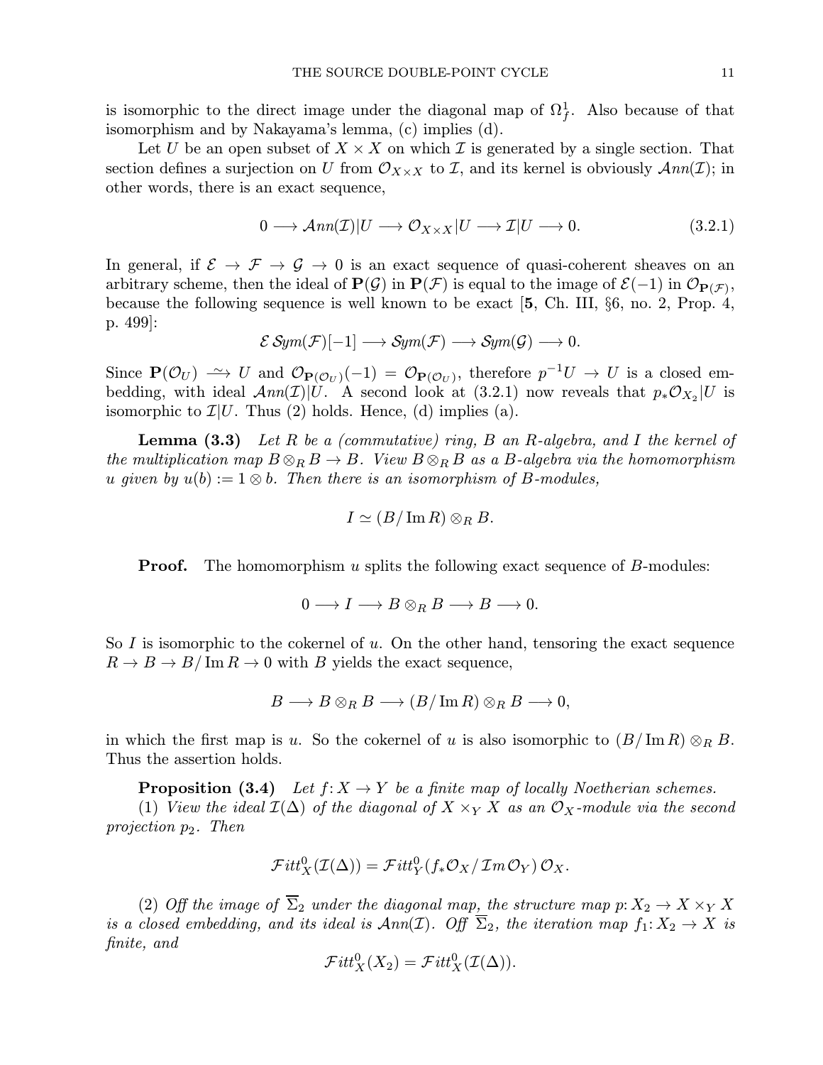is isomorphic to the direct image under the diagonal map of $\Omega^1_f$. Also because of that isomorphism and by Nakayama's lemma, (c) implies (d).

Let $U$ be an open subset of $X \times X$ on which $\mathcal{I}$ is generated by a single section. That section defines a surjection on $U$ from $\mathcal{O}_{X\times X}$ to $\mathcal{I}$, and its kernel is obviously $\mathcal{A}nn(\mathcal{I})$; in other words, there is an exact sequence,

$$0 \longrightarrow \mathcal{A}nn(\mathcal{I})|U \longrightarrow \mathcal{O}_{X\times X}|U \longrightarrow \mathcal{I}|U \longrightarrow 0. \tag{3.2.1}$$

In general, if $\mathcal{E} \to \mathcal{F} \to \mathcal{G} \to 0$ is an exact sequence of quasi-coherent sheaves on an arbitrary scheme, then the ideal of $\mathbf{P}(\mathcal{G})$ in $\mathbf{P}(\mathcal{F})$ is equal to the image of $\mathcal{E}(-1)$ in $\mathcal{O}_{\mathbf{P}(\mathcal{F})}$, because the following sequence is well known to be exact [**5**, Ch. III, §6, no. 2, Prop. 4, p. 499]:

$$\mathcal{E}\,\mathcal{S}ym(\mathcal{F})[-1] \longrightarrow \mathcal{S}ym(\mathcal{F}) \longrightarrow \mathcal{S}ym(\mathcal{G}) \longrightarrow 0.$$

Since $\mathbf{P}(\mathcal{O}_U) \xrightarrow{\sim} U$ and $\mathcal{O}_{\mathbf{P}(\mathcal{O}_U)}(-1) = \mathcal{O}_{\mathbf{P}(\mathcal{O}_U)}$, therefore $p^{-1}U \to U$ is a closed embedding, with ideal $\mathcal{A}nn(\mathcal{I})|U$. A second look at (3.2.1) now reveals that $p_*\mathcal{O}_{X_2}|U$ is isomorphic to $\mathcal{I}|U$. Thus (2) holds. Hence, (d) implies (a).

**Lemma (3.3)** *Let $R$ be a (commutative) ring, $B$ an $R$-algebra, and $I$ the kernel of the multiplication map $B \otimes_R B \to B$. View $B \otimes_R B$ as a $B$-algebra via the homomorphism $u$ given by $u(b) := 1 \otimes b$. Then there is an isomorphism of $B$-modules,*

$$I \simeq (B/\operatorname{Im} R) \otimes_R B.$$

**Proof.** The homomorphism $u$ splits the following exact sequence of $B$-modules:

$$0 \longrightarrow I \longrightarrow B \otimes_R B \longrightarrow B \longrightarrow 0.$$

So $I$ is isomorphic to the cokernel of $u$. On the other hand, tensoring the exact sequence $R \to B \to B/\operatorname{Im} R \to 0$ with $B$ yields the exact sequence,

$$B \longrightarrow B \otimes_R B \longrightarrow (B/\operatorname{Im} R) \otimes_R B \longrightarrow 0,$$

in which the first map is $u$. So the cokernel of $u$ is also isomorphic to $(B/\operatorname{Im} R) \otimes_R B$. Thus the assertion holds.

**Proposition (3.4)** *Let $f\colon X \to Y$ be a finite map of locally Noetherian schemes.*

(1) *View the ideal $\mathcal{I}(\Delta)$ of the diagonal of $X \times_Y X$ as an $\mathcal{O}_X$-module via the second projection $p_2$. Then*

$$\mathcal{F}itt^0_X(\mathcal{I}(\Delta)) = \mathcal{F}itt^0_Y(f_*\mathcal{O}_X/\mathcal{I}m\,\mathcal{O}_Y)\,\mathcal{O}_X.$$

(2) *Off the image of $\overline{\Sigma}_2$ under the diagonal map, the structure map $p\colon X_2 \to X \times_Y X$ is a closed embedding, and its ideal is $\mathcal{A}nn(\mathcal{I})$. Off $\overline{\Sigma}_2$, the iteration map $f_1\colon X_2 \to X$ is finite, and*

$$\mathcal{F}itt^0_X(X_2) = \mathcal{F}itt^0_X(\mathcal{I}(\Delta)).$$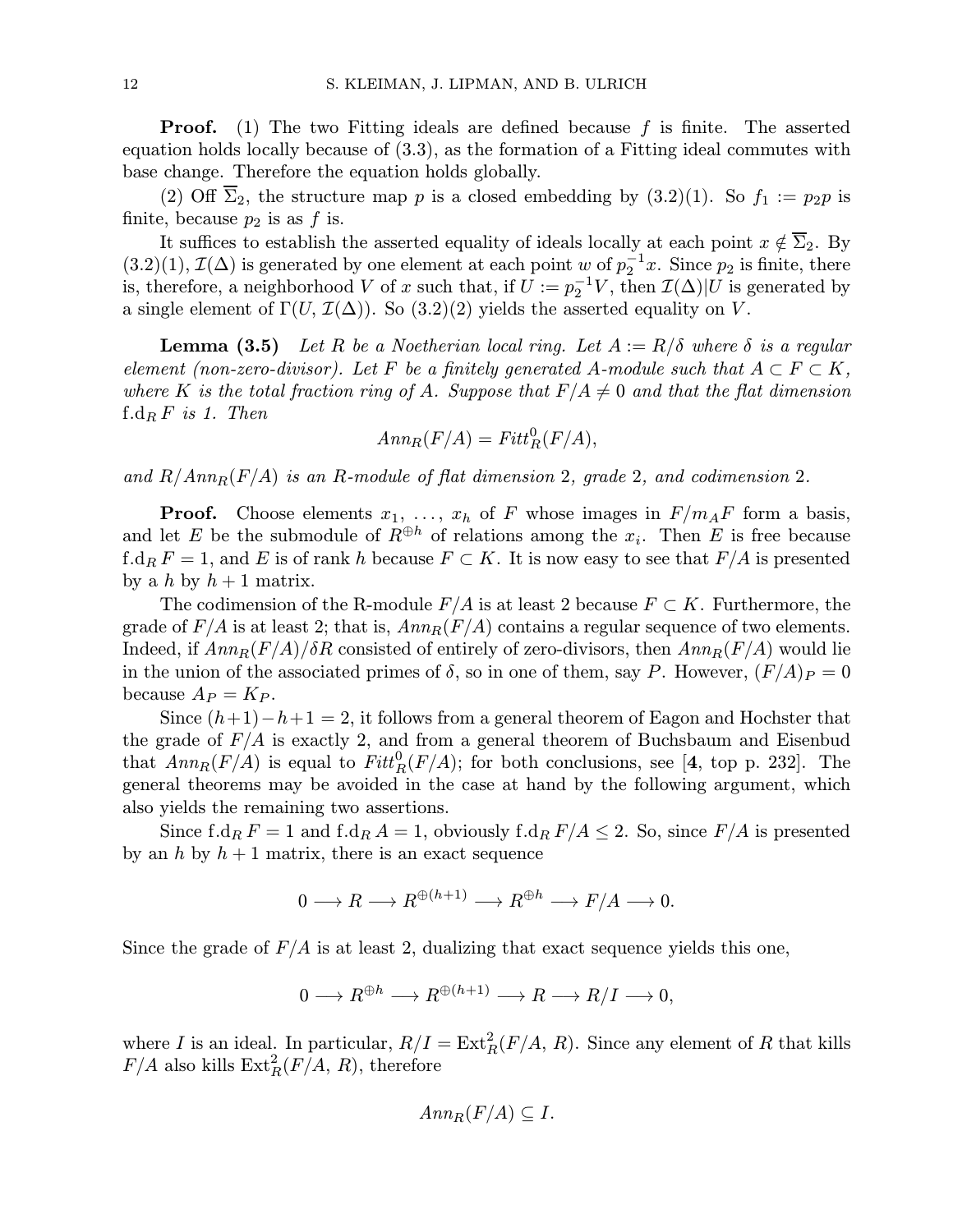**Proof.** (1) The two Fitting ideals are defined because $f$ is finite. The asserted equation holds locally because of (3.3), as the formation of a Fitting ideal commutes with base change. Therefore the equation holds globally.

(2) Off $\overline{\Sigma}_2$, the structure map $p$ is a closed embedding by (3.2)(1). So $f_1 := p_2 p$ is finite, because $p_2$ is as $f$ is.

It suffices to establish the asserted equality of ideals locally at each point $x \notin \overline{\Sigma}_2$. By (3.2)(1), $\mathcal{I}(\Delta)$ is generated by one element at each point $w$ of $p_2^{-1}x$. Since $p_2$ is finite, there is, therefore, a neighborhood $V$ of $x$ such that, if $U := p_2^{-1}V$, then $\mathcal{I}(\Delta)|U$ is generated by a single element of $\Gamma(U, \mathcal{I}(\Delta))$. So (3.2)(2) yields the asserted equality on $V$.

**Lemma (3.5)** *Let $R$ be a Noetherian local ring. Let $A := R/\delta$ where $\delta$ is a regular element (non-zero-divisor). Let $F$ be a finitely generated $A$-module such that $A \subset F \subset K$, where $K$ is the total fraction ring of $A$. Suppose that $F/A \neq 0$ and that the flat dimension $\mathrm{f.d}_R\, F$ is 1. Then*

$$Ann_R(F/A) = Fitt^0_R(F/A),$$

*and $R/Ann_R(F/A)$ is an $R$-module of flat dimension 2, grade 2, and codimension 2.*

**Proof.** Choose elements $x_1, \ldots, x_h$ of $F$ whose images in $F/m_A F$ form a basis, and let $E$ be the submodule of $R^{\oplus h}$ of relations among the $x_i$. Then $E$ is free because $\mathrm{f.d}_R\, F = 1$, and $E$ is of rank $h$ because $F \subset K$. It is now easy to see that $F/A$ is presented by a $h$ by $h+1$ matrix.

The codimension of the R-module $F/A$ is at least 2 because $F \subset K$. Furthermore, the grade of $F/A$ is at least 2; that is, $Ann_R(F/A)$ contains a regular sequence of two elements. Indeed, if $Ann_R(F/A)/\delta R$ consisted of entirely of zero-divisors, then $Ann_R(F/A)$ would lie in the union of the associated primes of $\delta$, so in one of them, say $P$. However, $(F/A)_P = 0$ because $A_P = K_P$.

Since $(h+1)-h+1 = 2$, it follows from a general theorem of Eagon and Hochster that the grade of $F/A$ is exactly 2, and from a general theorem of Buchsbaum and Eisenbud that $Ann_R(F/A)$ is equal to $Fitt^0_R(F/A)$; for both conclusions, see [**4**, top p. 232]. The general theorems may be avoided in the case at hand by the following argument, which also yields the remaining two assertions.

Since $\mathrm{f.d}_R\, F = 1$ and $\mathrm{f.d}_R\, A = 1$, obviously $\mathrm{f.d}_R\, F/A \leq 2$. So, since $F/A$ is presented by an $h$ by $h+1$ matrix, there is an exact sequence

$$0 \longrightarrow R \longrightarrow R^{\oplus(h+1)} \longrightarrow R^{\oplus h} \longrightarrow F/A \longrightarrow 0.$$

Since the grade of $F/A$ is at least 2, dualizing that exact sequence yields this one,

$$0 \longrightarrow R^{\oplus h} \longrightarrow R^{\oplus(h+1)} \longrightarrow R \longrightarrow R/I \longrightarrow 0,$$

where $I$ is an ideal. In particular, $R/I = \mathrm{Ext}^2_R(F/A, R)$. Since any element of $R$ that kills $F/A$ also kills $\mathrm{Ext}^2_R(F/A, R)$, therefore

$$Ann_R(F/A) \subseteq I.$$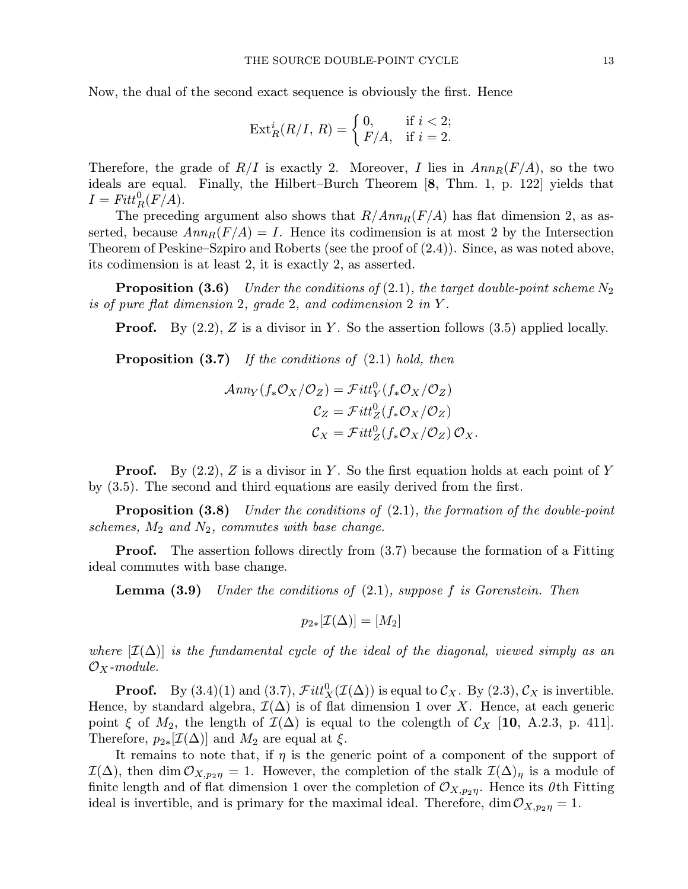Now, the dual of the second exact sequence is obviously the first. Hence

$$\mathrm{Ext}^i_R(R/I,\, R) = \begin{cases} 0, & \text{if } i < 2; \\ F/A, & \text{if } i = 2. \end{cases}$$

Therefore, the grade of $R/I$ is exactly 2. Moreover, $I$ lies in $Ann_R(F/A)$, so the two ideals are equal. Finally, the Hilbert–Burch Theorem [**8**, Thm. 1, p. 122] yields that $I = Fitt^0_R(F/A)$.

The preceding argument also shows that $R/Ann_R(F/A)$ has flat dimension 2, as asserted, because $Ann_R(F/A) = I$. Hence its codimension is at most 2 by the Intersection Theorem of Peskine–Szpiro and Roberts (see the proof of (2.4)). Since, as was noted above, its codimension is at least 2, it is exactly 2, as asserted.

**Proposition (3.6)** *Under the conditions of* (2.1)*, the target double-point scheme* $N_2$ *is of pure flat dimension* 2*, grade* 2*, and codimension* 2 *in* $Y$*.*

**Proof.** By (2.2), $Z$ is a divisor in $Y$. So the assertion follows (3.5) applied locally.

**Proposition (3.7)** *If the conditions of* (2.1) *hold, then*

$$\begin{aligned} \mathcal{A}nn_Y(f_*\mathcal{O}_X/\mathcal{O}_Z) &= \mathcal{F}itt^0_Y(f_*\mathcal{O}_X/\mathcal{O}_Z) \\ \mathcal{C}_Z &= \mathcal{F}itt^0_Z(f_*\mathcal{O}_X/\mathcal{O}_Z) \\ \mathcal{C}_X &= \mathcal{F}itt^0_Z(f_*\mathcal{O}_X/\mathcal{O}_Z)\,\mathcal{O}_X. \end{aligned}$$

**Proof.** By (2.2), $Z$ is a divisor in $Y$. So the first equation holds at each point of $Y$ by (3.5). The second and third equations are easily derived from the first.

**Proposition (3.8)** *Under the conditions of* (2.1)*, the formation of the double-point schemes,* $M_2$ *and* $N_2$*, commutes with base change.*

**Proof.** The assertion follows directly from (3.7) because the formation of a Fitting ideal commutes with base change.

**Lemma (3.9)** *Under the conditions of* (2.1)*, suppose* $f$ *is Gorenstein. Then*

$$p_{2*}[\mathcal{I}(\Delta)] = [M_2]$$

*where* $[\mathcal{I}(\Delta)]$ *is the fundamental cycle of the ideal of the diagonal, viewed simply as an* $\mathcal{O}_X$*-module.*

**Proof.** By (3.4)(1) and (3.7), $\mathcal{F}itt^0_X(\mathcal{I}(\Delta))$ is equal to $\mathcal{C}_X$. By (2.3), $\mathcal{C}_X$ is invertible. Hence, by standard algebra, $\mathcal{I}(\Delta)$ is of flat dimension 1 over $X$. Hence, at each generic point $\xi$ of $M_2$, the length of $\mathcal{I}(\Delta)$ is equal to the colength of $\mathcal{C}_X$ [**10**, A.2.3, p. 411]. Therefore, $p_{2*}[\mathcal{I}(\Delta)]$ and $M_2$ are equal at $\xi$.

It remains to note that, if $\eta$ is the generic point of a component of the support of $\mathcal{I}(\Delta)$, then $\dim \mathcal{O}_{X,p_2\eta} = 1$. However, the completion of the stalk $\mathcal{I}(\Delta)_\eta$ is a module of finite length and of flat dimension 1 over the completion of $\mathcal{O}_{X,p_2\eta}$. Hence its *0*th Fitting ideal is invertible, and is primary for the maximal ideal. Therefore, $\dim \mathcal{O}_{X,p_2\eta} = 1$.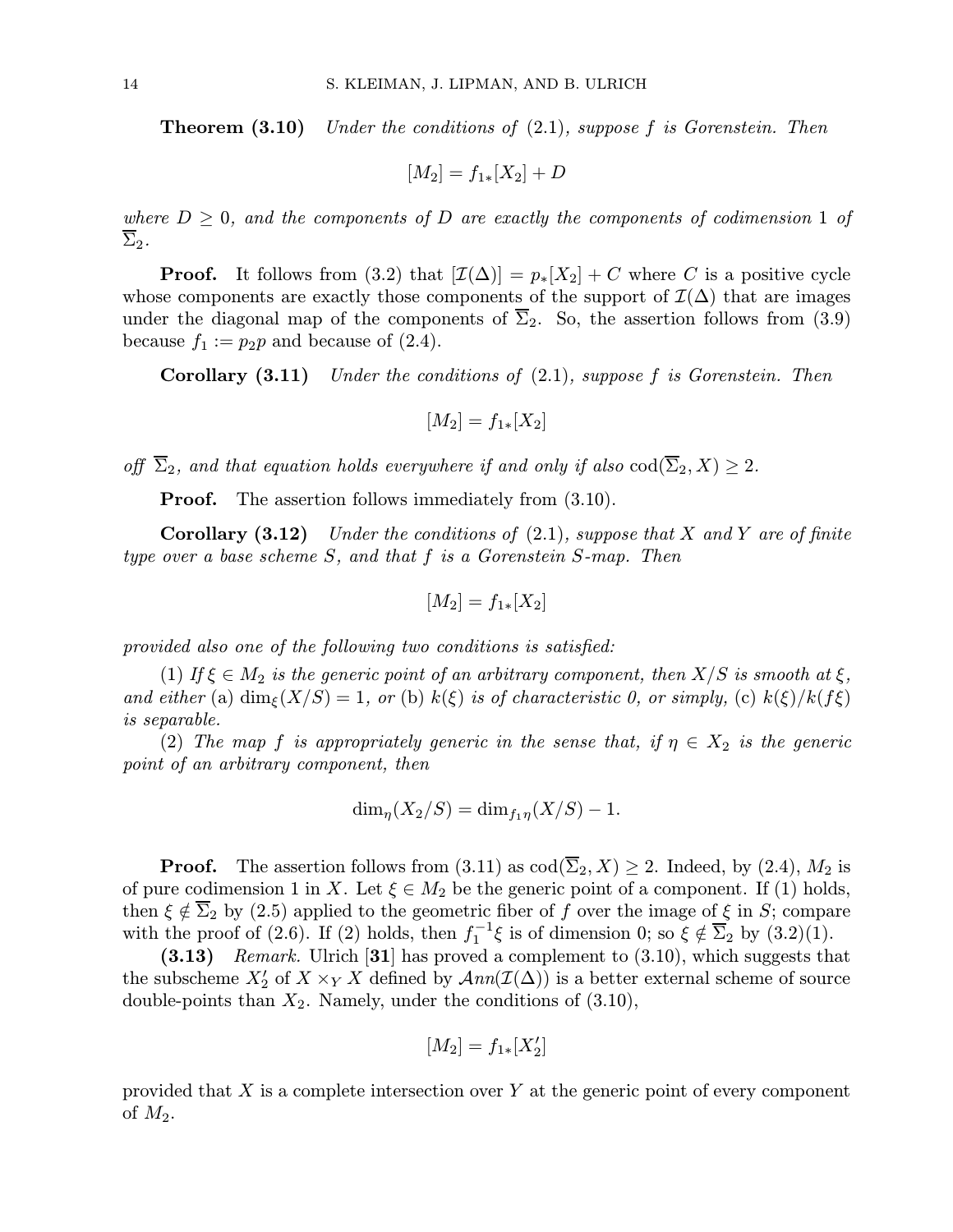**Theorem (3.10)** *Under the conditions of* (2.1), *suppose $f$ is Gorenstein. Then*

$$[M_2] = f_{1*}[X_2] + D$$

*where $D \geq 0$, and the components of $D$ are exactly the components of codimension 1 of $\overline{\Sigma}_2$.*

**Proof.** It follows from (3.2) that $[\mathcal{I}(\Delta)] = p_*[X_2] + C$ where $C$ is a positive cycle whose components are exactly those components of the support of $\mathcal{I}(\Delta)$ that are images under the diagonal map of the components of $\overline{\Sigma}_2$. So, the assertion follows from (3.9) because $f_1 := p_2 p$ and because of (2.4).

**Corollary (3.11)** *Under the conditions of* (2.1), *suppose $f$ is Gorenstein. Then*

$$[M_2] = f_{1*}[X_2]$$

*off $\overline{\Sigma}_2$, and that equation holds everywhere if and only if also* $\operatorname{cod}(\overline{\Sigma}_2, X) \geq 2$.

**Proof.** The assertion follows immediately from (3.10).

**Corollary (3.12)** *Under the conditions of* (2.1), *suppose that $X$ and $Y$ are of finite type over a base scheme $S$, and that $f$ is a Gorenstein $S$-map. Then*

$$[M_2] = f_{1*}[X_2]$$

*provided also one of the following two conditions is satisfied:*

(1) *If $\xi \in M_2$ is the generic point of an arbitrary component, then $X/S$ is smooth at $\xi$, and either* (a) $\dim_\xi(X/S) = 1$, *or* (b) *$k(\xi)$ is of characteristic 0, or simply,* (c) *$k(\xi)/k(f\xi)$ is separable.*

(2) *The map $f$ is appropriately generic in the sense that, if $\eta \in X_2$ is the generic point of an arbitrary component, then*

$$\dim_\eta(X_2/S) = \dim_{f_1\eta}(X/S) - 1.$$

**Proof.** The assertion follows from (3.11) as $\operatorname{cod}(\overline{\Sigma}_2, X) \geq 2$. Indeed, by (2.4), $M_2$ is of pure codimension 1 in $X$. Let $\xi \in M_2$ be the generic point of a component. If (1) holds, then $\xi \notin \overline{\Sigma}_2$ by (2.5) applied to the geometric fiber of $f$ over the image of $\xi$ in $S$; compare with the proof of (2.6). If (2) holds, then $f_1^{-1}\xi$ is of dimension 0; so $\xi \notin \overline{\Sigma}_2$ by (3.2)(1).

**(3.13)** *Remark.* Ulrich [**31**] has proved a complement to (3.10), which suggests that the subscheme $X_2'$ of $X \times_Y X$ defined by $\mathcal{A}nn(\mathcal{I}(\Delta))$ is a better external scheme of source double-points than $X_2$. Namely, under the conditions of (3.10),

$$[M_2] = f_{1*}[X_2']$$

provided that $X$ is a complete intersection over $Y$ at the generic point of every component of $M_2$.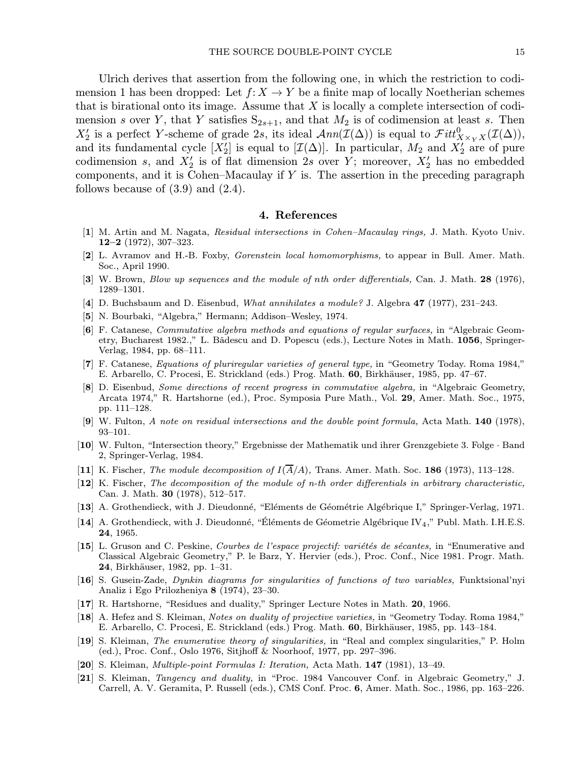Ulrich derives that assertion from the following one, in which the restriction to codimension 1 has been dropped: Let $f\colon X \to Y$ be a finite map of locally Noetherian schemes that is birational onto its image. Assume that $X$ is locally a complete intersection of codimension $s$ over $Y$, that $Y$ satisfies $\mathrm{S}_{2s+1}$, and that $M_2$ is of codimension at least $s$. Then $X_2'$ is a perfect $Y$-scheme of grade $2s$, its ideal $\mathcal{A}nn(\mathcal{I}(\Delta))$ is equal to $\mathcal{F}itt^0_{X\times_Y X}(\mathcal{I}(\Delta))$, and its fundamental cycle $[X_2']$ is equal to $[\mathcal{I}(\Delta)]$. In particular, $M_2$ and $X_2'$ are of pure codimension $s$, and $X_2'$ is of flat dimension $2s$ over $Y$; moreover, $X_2'$ has no embedded components, and it is Cohen–Macaulay if $Y$ is. The assertion in the preceding paragraph follows because of (3.9) and (2.4).

## 4. References

[**1**] M. Artin and M. Nagata, *Residual intersections in Cohen–Macaulay rings,* J. Math. Kyoto Univ. **12–2** (1972), 307–323.

[**2**] L. Avramov and H.-B. Foxby, *Gorenstein local homomorphisms,* to appear in Bull. Amer. Math. Soc., April 1990.

[**3**] W. Brown, *Blow up sequences and the module of nth order differentials,* Can. J. Math. **28** (1976), 1289–1301.

[**4**] D. Buchsbaum and D. Eisenbud, *What annihilates a module?* J. Algebra **47** (1977), 231–243.

[**5**] N. Bourbaki, "Algebra," Hermann; Addison–Wesley, 1974.

[**6**] F. Catanese, *Commutative algebra methods and equations of regular surfaces,* in "Algebraic Geometry, Bucharest 1982.," L. Bădescu and D. Popescu (eds.), Lecture Notes in Math. **1056**, Springer-Verlag, 1984, pp. 68–111.

[**7**] F. Catanese, *Equations of pluriregular varieties of general type,* in "Geometry Today. Roma 1984," E. Arbarello, C. Procesi, E. Strickland (eds.) Prog. Math. **60**, Birkhäuser, 1985, pp. 47–67.

[**8**] D. Eisenbud, *Some directions of recent progress in commutative algebra,* in "Algebraic Geometry, Arcata 1974," R. Hartshorne (ed.), Proc. Symposia Pure Math., Vol. **29**, Amer. Math. Soc., 1975, pp. 111–128.

[**9**] W. Fulton, *A note on residual intersections and the double point formula,* Acta Math. **140** (1978), 93–101.

[**10**] W. Fulton, "Intersection theory," Ergebnisse der Mathematik und ihrer Grenzgebiete 3. Folge · Band 2, Springer-Verlag, 1984.

[**11**] K. Fischer, *The module decomposition of $I(\overline{A}/A)$,* Trans. Amer. Math. Soc. **186** (1973), 113–128.

[**12**] K. Fischer, *The decomposition of the module of n-th order differentials in arbitrary characteristic,* Can. J. Math. **30** (1978), 512–517.

[**13**] A. Grothendieck, with J. Dieudonné, "Eléments de Géométrie Algébrique I," Springer-Verlag, 1971.

[**14**] A. Grothendieck, with J. Dieudonné, "Éléments de Géometrie Algébrique IV$_4$," Publ. Math. I.H.E.S. **24**, 1965.

[**15**] L. Gruson and C. Peskine, *Courbes de l'espace projectif: variétés de sécantes,* in "Enumerative and Classical Algebraic Geometry," P. le Barz, Y. Hervier (eds.), Proc. Conf., Nice 1981. Progr. Math. **24**, Birkhäuser, 1982, pp. 1–31.

[**16**] S. Gusein-Zade, *Dynkin diagrams for singularities of functions of two variables,* Funktsional'nyi Analiz i Ego Prilozheniya **8** (1974), 23–30.

[**17**] R. Hartshorne, "Residues and duality," Springer Lecture Notes in Math. **20**, 1966.

[**18**] A. Hefez and S. Kleiman, *Notes on duality of projective varieties,* in "Geometry Today. Roma 1984," E. Arbarello, C. Procesi, E. Strickland (eds.) Prog. Math. **60**, Birkhäuser, 1985, pp. 143–184.

[**19**] S. Kleiman, *The enumerative theory of singularities,* in "Real and complex singularities," P. Holm (ed.), Proc. Conf., Oslo 1976, Sitjhoff & Noorhoof, 1977, pp. 297–396.

[**20**] S. Kleiman, *Multiple-point Formulas I: Iteration,* Acta Math. **147** (1981), 13–49.

[**21**] S. Kleiman, *Tangency and duality,* in "Proc. 1984 Vancouver Conf. in Algebraic Geometry," J. Carrell, A. V. Geramita, P. Russell (eds.), CMS Conf. Proc. **6**, Amer. Math. Soc., 1986, pp. 163–226.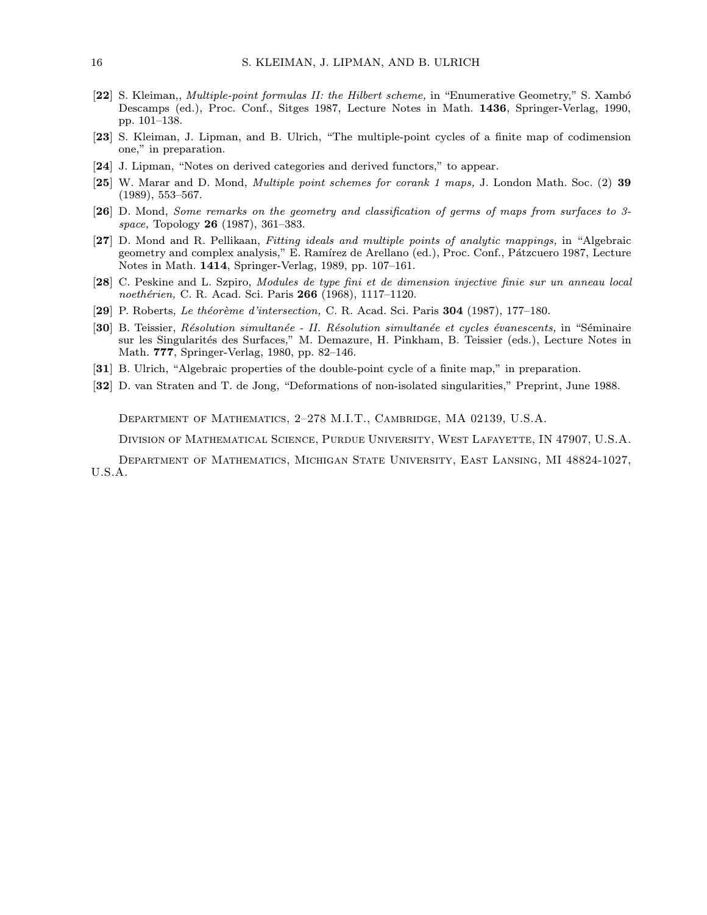[**22**] S. Kleiman,, *Multiple-point formulas II: the Hilbert scheme,* in "Enumerative Geometry," S. Xambó Descamps (ed.), Proc. Conf., Sitges 1987, Lecture Notes in Math. **1436**, Springer-Verlag, 1990, pp. 101–138.

[**23**] S. Kleiman, J. Lipman, and B. Ulrich, "The multiple-point cycles of a finite map of codimension one," in preparation.

[**24**] J. Lipman, "Notes on derived categories and derived functors," to appear.

[**25**] W. Marar and D. Mond, *Multiple point schemes for corank 1 maps,* J. London Math. Soc. (2) **39** (1989), 553–567.

[**26**] D. Mond, *Some remarks on the geometry and classification of germs of maps from surfaces to 3-space,* Topology **26** (1987), 361–383.

[**27**] D. Mond and R. Pellikaan, *Fitting ideals and multiple points of analytic mappings,* in "Algebraic geometry and complex analysis," E. Ramírez de Arellano (ed.), Proc. Conf., Pátzcuero 1987, Lecture Notes in Math. **1414**, Springer-Verlag, 1989, pp. 107–161.

[**28**] C. Peskine and L. Szpiro, *Modules de type fini et de dimension injective finie sur un anneau local noethérien,* C. R. Acad. Sci. Paris **266** (1968), 1117–1120.

[**29**] P. Roberts, *Le théorème d'intersection,* C. R. Acad. Sci. Paris **304** (1987), 177–180.

[**30**] B. Teissier, *Résolution simultanée - II. Résolution simultanée et cycles évanescents,* in "Séminaire sur les Singularités des Surfaces," M. Demazure, H. Pinkham, B. Teissier (eds.), Lecture Notes in Math. **777**, Springer-Verlag, 1980, pp. 82–146.

[**31**] B. Ulrich, "Algebraic properties of the double-point cycle of a finite map," in preparation.

[**32**] D. van Straten and T. de Jong, "Deformations of non-isolated singularities," Preprint, June 1988.

Department of Mathematics, 2–278 M.I.T., Cambridge, MA 02139, U.S.A.

Division of Mathematical Science, Purdue University, West Lafayette, IN 47907, U.S.A.

Department of Mathematics, Michigan State University, East Lansing, MI 48824-1027, U.S.A.